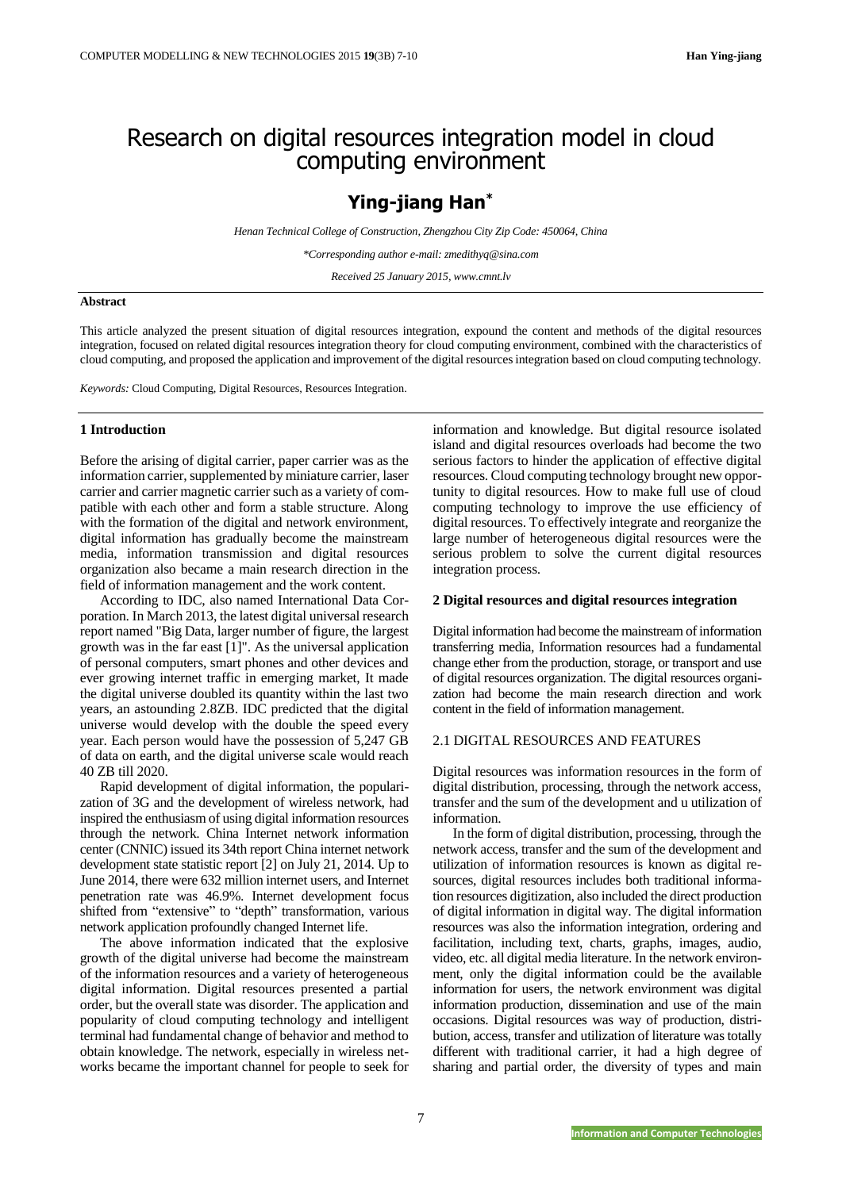# Research on digital resources integration model in cloud computing environment

## Ying-jiang Han*

*Henan Technical College of Construction, Zhengzhou City Zip Code: 450064, China*

*\*Corresponding author e-mail: zmedithyq@sina.com*

*Received 25 January 2015, www.cmnt.lv*

### Abstract

This article analyzed the present situation of digital resources integration, expound the content and methods of the digital resources integration, focused on related digital resources integration theory for cloud computing environment, combined with the characteristics of cloud computing, and proposed the application and improvement of the digital resources integration based on cloud computing technology.

*Keywords:* Cloud Computing, Digital Resources, Resources Integration.

### 1 Introduction

Before the arising of digital carrier, paper carrier was as the information carrier, supplemented by miniature carrier, laser carrier and carrier magnetic carrier such as a variety of compatible with each other and form a stable structure. Along with the formation of the digital and network environment, digital information has gradually become the mainstream media, information transmission and digital resources organization also became a main research direction in the field of information management and the work content.

According to IDC, also named International Data Corporation. In March 2013, the latest digital universal research report named "Big Data, larger number of figure, the largest growth was in the far east [1]". As the universal application of personal computers, smart phones and other devices and ever growing internet traffic in emerging market, It made the digital universe doubled its quantity within the last two years, an astounding 2.8ZB. IDC predicted that the digital universe would develop with the double the speed every year. Each person would have the possession of 5,247 GB of data on earth, and the digital universe scale would reach 40 ZB till 2020.

Rapid development of digital information, the popularization of 3G and the development of wireless network, had inspired the enthusiasm of using digital information resources through the network. China Internet network information center (CNNIC) issued its 34th report China internet network development state statistic report [2] on July 21, 2014. Up to June 2014, there were 632 million internet users, and Internet penetration rate was 46.9%. Internet development focus shifted from "extensive" to "depth" transformation, various network application profoundly changed Internet life.

The above information indicated that the explosive growth of the digital universe had become the mainstream of the information resources and a variety of heterogeneous digital information. Digital resources presented a partial order, but the overall state was disorder. The application and popularity of cloud computing technology and intelligent terminal had fundamental change of behavior and method to obtain knowledge. The network, especially in wireless networks became the important channel for people to seek for information and knowledge. But digital resource isolated island and digital resources overloads had become the two serious factors to hinder the application of effective digital resources. Cloud computing technology brought new opportunity to digital resources. How to make full use of cloud computing technology to improve the use efficiency of digital resources. To effectively integrate and reorganize the large number of heterogeneous digital resources were the serious problem to solve the current digital resources integration process.

### 2 Digital resources and digital resources integration

Digital information had become the mainstream of information transferring media, Information resources had a fundamental change ether from the production, storage, or transport and use of digital resources organization. The digital resources organization had become the main research direction and work content in the field of information management.

#### 2.1 DIGITAL RESOURCES AND FEATURES

Digital resources was information resources in the form of digital distribution, processing, through the network access, transfer and the sum of the development and u utilization of information.

In the form of digital distribution, processing, through the network access, transfer and the sum of the development and utilization of information resources is known as digital resources, digital resources includes both traditional information resources digitization, also included the direct production of digital information in digital way. The digital information resources was also the information integration, ordering and facilitation, including text, charts, graphs, images, audio, video, etc. all digital media literature. In the network environment, only the digital information could be the available information for users, the network environment was digital information production, dissemination and use of the main occasions. Digital resources was way of production, distribution, access, transfer and utilization of literature was totally different with traditional carrier, it had a high degree of sharing and partial order, the diversity of types and main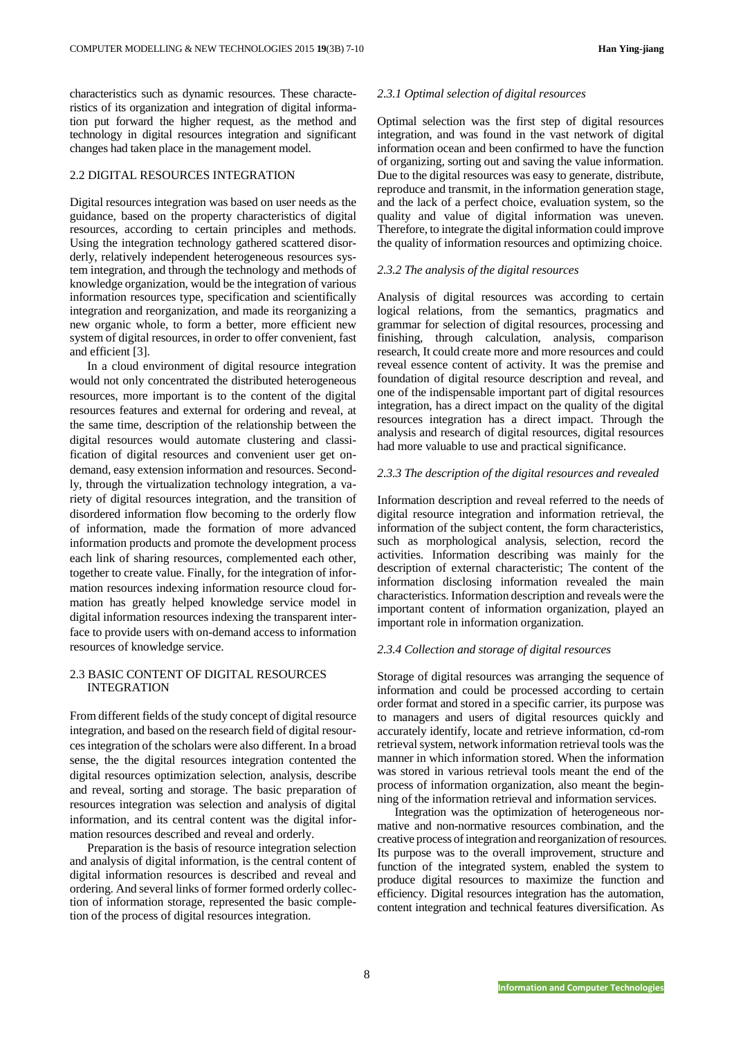characteristics such as dynamic resources. These characteristics of its organization and integration of digital information put forward the higher request, as the method and technology in digital resources integration and significant changes had taken place in the management model.

### 2.2 DIGITAL RESOURCES INTEGRATION

Digital resources integration was based on user needs as the guidance, based on the property characteristics of digital resources, according to certain principles and methods. Using the integration technology gathered scattered disorderly, relatively independent heterogeneous resources system integration, and through the technology and methods of knowledge organization, would be the integration of various information resources type, specification and scientifically integration and reorganization, and made its reorganizing a new organic whole, to form a better, more efficient new system of digital resources, in order to offer convenient, fast and efficient [3].

In a cloud environment of digital resource integration would not only concentrated the distributed heterogeneous resources, more important is to the content of the digital resources features and external for ordering and reveal, at the same time, description of the relationship between the digital resources would automate clustering and classification of digital resources and convenient user get on-demand, easy extension information and resources. Secondly, through the virtualization technology integration, a variety of digital resources integration, and the transition of disordered information flow becoming to the orderly flow of information, made the formation of more advanced information products and promote the development process each link of sharing resources, complemented each other, together to create value. Finally, for the integration of information resources indexing information resource cloud formation has greatly helped knowledge service model in digital information resources indexing the transparent interface to provide users with on-demand access to information resources of knowledge service.

### 2.3 BASIC CONTENT OF DIGITAL RESOURCES INTEGRATION

From different fields of the study concept of digital resource integration, and based on the research field of digital resources integration of the scholars were also different. In a broad sense, the the digital resources integration contented the digital resources optimization selection, analysis, describe and reveal, sorting and storage. The basic preparation of resources integration was selection and analysis of digital information, and its central content was the digital information resources described and reveal and orderly.

Preparation is the basis of resource integration selection and analysis of digital information, is the central content of digital information resources is described and reveal and ordering. And several links of former formed orderly collection of information storage, represented the basic completion of the process of digital resources integration.

#### *2.3.1 Optimal selection of digital resources*

Optimal selection was the first step of digital resources integration, and was found in the vast network of digital information ocean and been confirmed to have the function of organizing, sorting out and saving the value information. Due to the digital resources was easy to generate, distribute, reproduce and transmit, in the information generation stage, and the lack of a perfect choice, evaluation system, so the quality and value of digital information was uneven. Therefore, to integrate the digital information could improve the quality of information resources and optimizing choice.

#### *2.3.2 The analysis of the digital resources*

Analysis of digital resources was according to certain logical relations, from the semantics, pragmatics and grammar for selection of digital resources, processing and finishing, through calculation, analysis, comparison research, It could create more and more resources and could reveal essence content of activity. It was the premise and foundation of digital resource description and reveal, and one of the indispensable important part of digital resources integration, has a direct impact on the quality of the digital resources integration has a direct impact. Through the analysis and research of digital resources, digital resources had more valuable to use and practical significance.

#### *2.3.3 The description of the digital resources and revealed*

Information description and reveal referred to the needs of digital resource integration and information retrieval, the information of the subject content, the form characteristics, such as morphological analysis, selection, record the activities. Information describing was mainly for the description of external characteristic; The content of the information disclosing information revealed the main characteristics. Information description and reveals were the important content of information organization, played an important role in information organization.

#### *2.3.4 Collection and storage of digital resources*

Storage of digital resources was arranging the sequence of information and could be processed according to certain order format and stored in a specific carrier, its purpose was to managers and users of digital resources quickly and accurately identify, locate and retrieve information, cd-rom retrieval system, network information retrieval tools was the manner in which information stored. When the information was stored in various retrieval tools meant the end of the process of information organization, also meant the beginning of the information retrieval and information services.

Integration was the optimization of heterogeneous normative and non-normative resources combination, and the creative process of integration and reorganization of resources. Its purpose was to the overall improvement, structure and function of the integrated system, enabled the system to produce digital resources to maximize the function and efficiency. Digital resources integration has the automation, content integration and technical features diversification. As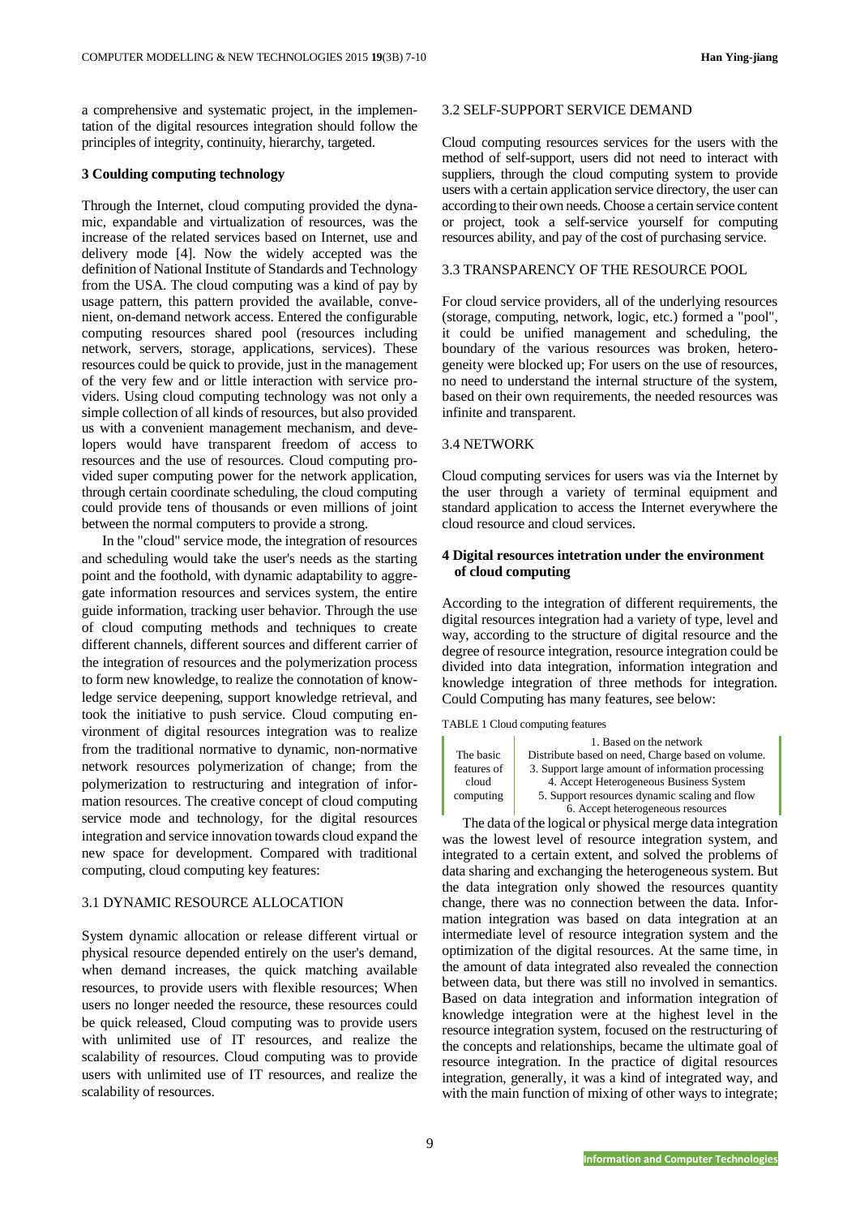a comprehensive and systematic project, in the implementation of the digital resources integration should follow the principles of integrity, continuity, hierarchy, targeted.

## 3 Coulding computing technology

Through the Internet, cloud computing provided the dynamic, expandable and virtualization of resources, was the increase of the related services based on Internet, use and delivery mode [4]. Now the widely accepted was the definition of National Institute of Standards and Technology from the USA. The cloud computing was a kind of pay by usage pattern, this pattern provided the available, convenient, on-demand network access. Entered the configurable computing resources shared pool (resources including network, servers, storage, applications, services). These resources could be quick to provide, just in the management of the very few and or little interaction with service providers. Using cloud computing technology was not only a simple collection of all kinds of resources, but also provided us with a convenient management mechanism, and developers would have transparent freedom of access to resources and the use of resources. Cloud computing provided super computing power for the network application, through certain coordinate scheduling, the cloud computing could provide tens of thousands or even millions of joint between the normal computers to provide a strong.

In the "cloud" service mode, the integration of resources and scheduling would take the user's needs as the starting point and the foothold, with dynamic adaptability to aggregate information resources and services system, the entire guide information, tracking user behavior. Through the use of cloud computing methods and techniques to create different channels, different sources and different carrier of the integration of resources and the polymerization process to form new knowledge, to realize the connotation of knowledge service deepening, support knowledge retrieval, and took the initiative to push service. Cloud computing environment of digital resources integration was to realize from the traditional normative to dynamic, non-normative network resources polymerization of change; from the polymerization to restructuring and integration of information resources. The creative concept of cloud computing service mode and technology, for the digital resources integration and service innovation towards cloud expand the new space for development. Compared with traditional computing, cloud computing key features:

### 3.1 DYNAMIC RESOURCE ALLOCATION

System dynamic allocation or release different virtual or physical resource depended entirely on the user's demand, when demand increases, the quick matching available resources, to provide users with flexible resources; When users no longer needed the resource, these resources could be quick released, Cloud computing was to provide users with unlimited use of IT resources, and realize the scalability of resources. Cloud computing was to provide users with unlimited use of IT resources, and realize the scalability of resources.

### 3.2 SELF-SUPPORT SERVICE DEMAND

Cloud computing resources services for the users with the method of self-support, users did not need to interact with suppliers, through the cloud computing system to provide users with a certain application service directory, the user can according to their own needs. Choose a certain service content or project, took a self-service yourself for computing resources ability, and pay of the cost of purchasing service.

### 3.3 TRANSPARENCY OF THE RESOURCE POOL

For cloud service providers, all of the underlying resources (storage, computing, network, logic, etc.) formed a "pool", it could be unified management and scheduling, the boundary of the various resources was broken, heterogeneity were blocked up; For users on the use of resources, no need to understand the internal structure of the system, based on their own requirements, the needed resources was infinite and transparent.

### 3.4 NETWORK

Cloud computing services for users was via the Internet by the user through a variety of terminal equipment and standard application to access the Internet everywhere the cloud resource and cloud services.

## 4 Digital resources intetration under the environment of cloud computing

According to the integration of different requirements, the digital resources integration had a variety of type, level and way, according to the structure of digital resource and the degree of resource integration, resource integration could be divided into data integration, information integration and knowledge integration of three methods for integration. Could Computing has many features, see below:

TABLE 1 Cloud computing features

| | |
|---|---|
| The basic features of cloud computing | 1. Based on the network |
| | Distribute based on need, Charge based on volume. |
| | 3. Support large amount of information processing |
| | 4. Accept Heterogeneous Business System |
| | 5. Support resources dynamic scaling and flow |
| | 6. Accept heterogeneous resources |

The data of the logical or physical merge data integration was the lowest level of resource integration system, and integrated to a certain extent, and solved the problems of data sharing and exchanging the heterogeneous system. But the data integration only showed the resources quantity change, there was no connection between the data. Information integration was based on data integration at an intermediate level of resource integration system and the optimization of the digital resources. At the same time, in the amount of data integrated also revealed the connection between data, but there was still no involved in semantics. Based on data integration and information integration of knowledge integration were at the highest level in the resource integration system, focused on the restructuring of the concepts and relationships, became the ultimate goal of resource integration. In the practice of digital resources integration, generally, it was a kind of integrated way, and with the main function of mixing of other ways to integrate;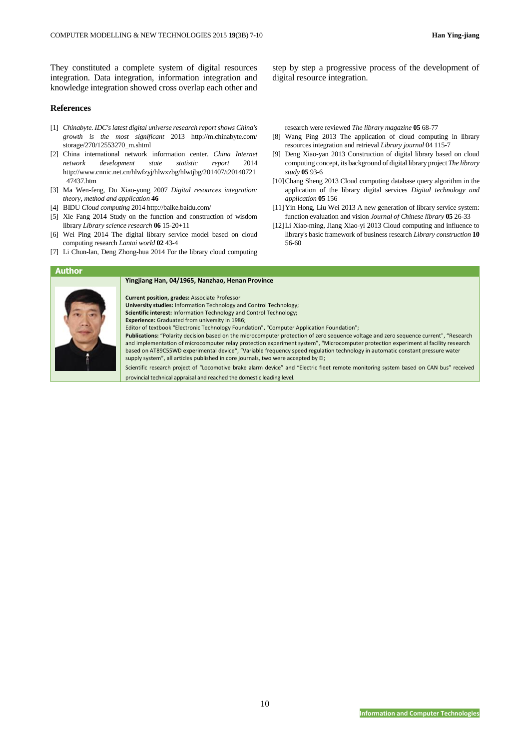They constituted a complete system of digital resources integration. Data integration, information integration and knowledge integration showed cross overlap each other and step by step a progressive process of the development of digital resource integration.

## References

[1] *Chinabyte. IDC's latest digital universe research report shows China's growth is the most significant* 2013 http://m.chinabyte.com/storage/270/12553270_m.shtml

[2] China international network information center. *China Internet network development state statistic report* 2014 http://www.cnnic.net.cn/hlwfzyj/hlwxzbg/hlwtjbg/201407/t20140721_47437.htm

[3] Ma Wen-feng, Du Xiao-yong 2007 *Digital resources integration: theory, method and application* **46**

[4] BIDU *Cloud computing* 2014 http://baike.baidu.com/

[5] Xie Fang 2014 Study on the function and construction of wisdom library *Library science research* **06** 15-20+11

[6] Wei Ping 2014 The digital library service model based on cloud computing research *Lantai world* **02** 43-4

[7] Li Chun-lan, Deng Zhong-hua 2014 For the library cloud computing research were reviewed *The library magazine* **05** 68-77

[8] Wang Ping 2013 The application of cloud computing in library resources integration and retrieval *Library journal* 04 115-7

[9] Deng Xiao-yan 2013 Construction of digital library based on cloud computing concept, its background of digital library project *The library study* **05** 93-6

[10] Chang Sheng 2013 Cloud computing database query algorithm in the application of the library digital services *Digital technology and application* **05** 156

[11] Yin Hong, Liu Wei 2013 A new generation of library service system: function evaluation and vision *Journal of Chinese library* **05** 26-33

[12] Li Xiao-ming, Jiang Xiao-yi 2013 Cloud computing and influence to library's basic framework of business research *Library construction* **10** 56-60

**Author**

**Yingjiang Han, 04/1965, Nanzhao, Henan Province**

**Current position, grades:** Associate Professor
**University studies:** Information Technology and Control Technology;
**Scientific interest:** Information Technology and Control Technology;
**Experience:** Graduated from university in 1986;
Editor of textbook "Electronic Technology Foundation", "Computer Application Foundation";
**Publications:** "Polarity decision based on the microcomputer protection of zero sequence voltage and zero sequence current", "Research and implementation of microcomputer relay protection experiment system", "Microcomputer protection experiment al facility research based on AT89C55WD experimental device", "Variable frequency speed regulation technology in automatic constant pressure water supply system", all articles published in core journals, two were accepted by EI;
Scientific research project of "Locomotive brake alarm device" and "Electric fleet remote monitoring system based on CAN bus" received provincial technical appraisal and reached the domestic leading level.